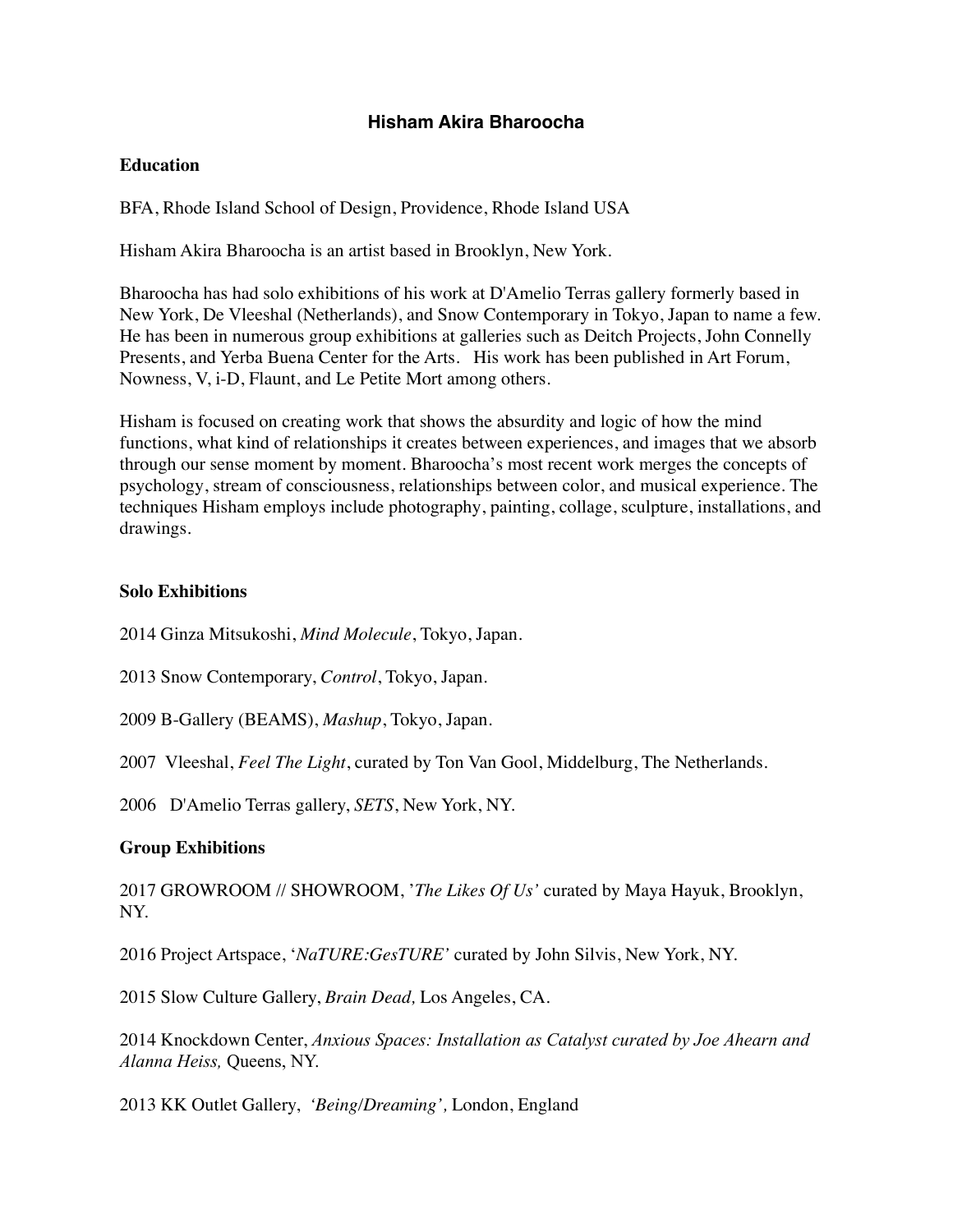# Hisham Akira Bharoocha

## Education

BFA, Rhode Island School of Design, Providence, Rhode Island USA

Hisham Akira Bharoocha is an artist based in Brooklyn, New York.

Bharoocha has had solo exhibitions of his work at D'Amelio Terras gallery formerly based in New York, De Vleeshal (Netherlands), and Snow Contemporary in Tokyo, Japan to name a few. He has been in numerous group exhibitions at galleries such as Deitch Projects, John Connelly Presents, and Yerba Buena Center for the Arts. His work has been published in Art Forum, Nowness, V, i-D, Flaunt, and Le Petite Mort among others.

Hisham is focused on creating work that shows the absurdity and logic of how the mind functions, what kind of relationships it creates between experiences, and images that we absorb through our sense moment by moment. Bharoocha's most recent work merges the concepts of psychology, stream of consciousness, relationships between color, and musical experience. The techniques Hisham employs include photography, painting, collage, sculpture, installations, and drawings.

## Solo Exhibitions

2014 Ginza Mitsukoshi, *Mind Molecule*, Tokyo, Japan.

2013 Snow Contemporary, *Control*, Tokyo, Japan.

2009 B-Gallery (BEAMS), *Mashup*, Tokyo, Japan.

2007 Vleeshal, *Feel The Light*, curated by Ton Van Gool, Middelburg, The Netherlands.

2006 D'Amelio Terras gallery, *SETS*, New York, NY.

## Group Exhibitions

2017 GROWROOM // SHOWROOM, '*The Likes Of Us'* curated by Maya Hayuk, Brooklyn, NY.

2016 Project Artspace, '*NaTURE:GesTURE'* curated by John Silvis, New York, NY.

2015 Slow Culture Gallery, *Brain Dead,* Los Angeles, CA.

2014 Knockdown Center, *Anxious Spaces: Installation as Catalyst curated by Joe Ahearn and Alanna Heiss,* Queens, NY.

2013 KK Outlet Gallery, *'Being/Dreaming',* London, England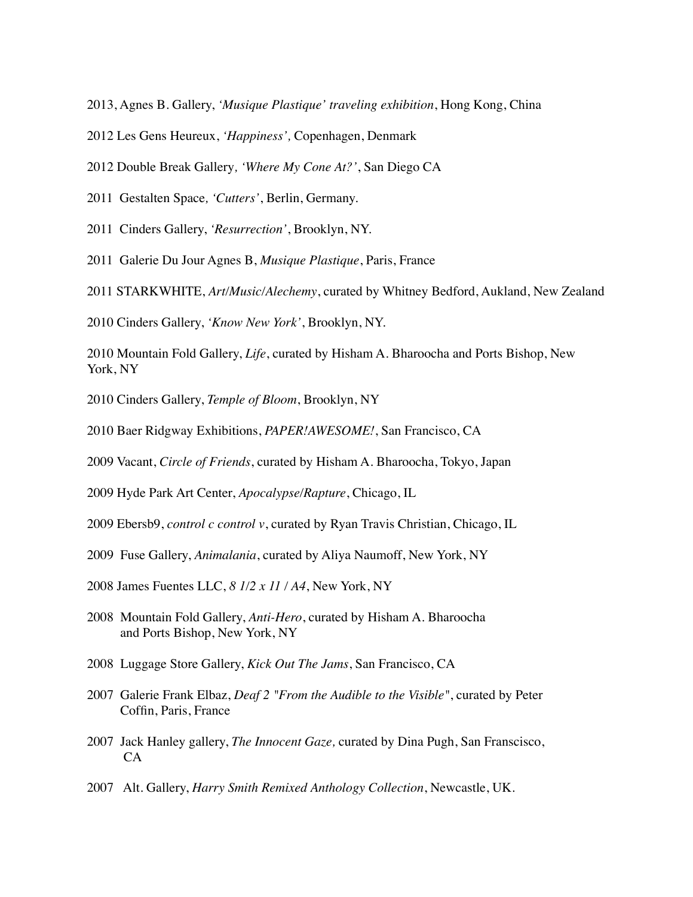2013, Agnes B. Gallery, *'Musique Plastique' traveling exhibition*, Hong Kong, China

2012 Les Gens Heureux, *'Happiness',* Copenhagen, Denmark

2012 Double Break Gallery*, 'Where My Cone At?'*, San Diego CA

2011 Gestalten Space*, 'Cutters'*, Berlin, Germany.

2011 Cinders Gallery, *'Resurrection'*, Brooklyn, NY.

2011 Galerie Du Jour Agnes B, *Musique Plastique*, Paris, France

2011 STARKWHITE, *Art/Music/Alechemy*, curated by Whitney Bedford, Aukland, New Zealand

2010 Cinders Gallery, *'Know New York'*, Brooklyn, NY.

2010 Mountain Fold Gallery, *Life*, curated by Hisham A. Bharoocha and Ports Bishop, New York, NY

2010 Cinders Gallery, *Temple of Bloom*, Brooklyn, NY

2010 Baer Ridgway Exhibitions, *PAPER!AWESOME!*, San Francisco, CA

2009 Vacant, *Circle of Friends*, curated by Hisham A. Bharoocha, Tokyo, Japan

2009 Hyde Park Art Center, *Apocalypse/Rapture*, Chicago, IL

2009 Ebersb9, *control c control v*, curated by Ryan Travis Christian, Chicago, IL

2009 Fuse Gallery, *Animalania*, curated by Aliya Naumoff, New York, NY

2008 James Fuentes LLC, *8 1/2 x 11 / A4*, New York, NY

2008 Mountain Fold Gallery, *Anti-Hero*, curated by Hisham A. Bharoocha and Ports Bishop, New York, NY

2008 Luggage Store Gallery, *Kick Out The Jams*, San Francisco, CA

2007 Galerie Frank Elbaz, *Deaf 2 "From the Audible to the Visible"*, curated by Peter Coffin, Paris, France

2007 Jack Hanley gallery, *The Innocent Gaze,* curated by Dina Pugh, San Franscisco, CA

2007 Alt. Gallery, *Harry Smith Remixed Anthology Collection*, Newcastle, UK.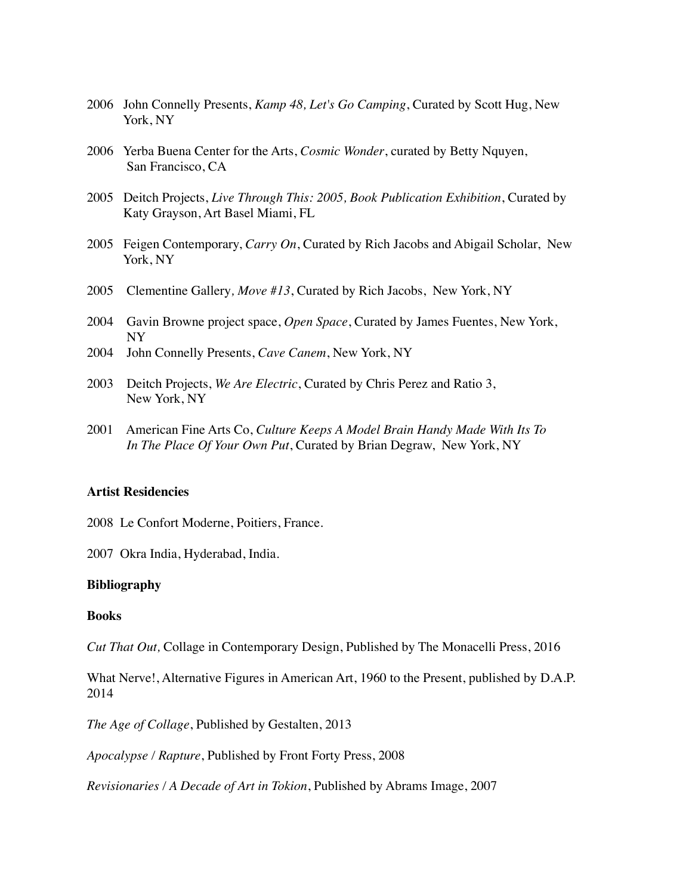2006 John Connelly Presents, *Kamp 48, Let's Go Camping*, Curated by Scott Hug, New York, NY

2006 Yerba Buena Center for the Arts, *Cosmic Wonder*, curated by Betty Nquyen, San Francisco, CA

2005 Deitch Projects, *Live Through This: 2005, Book Publication Exhibition*, Curated by Katy Grayson, Art Basel Miami, FL

2005 Feigen Contemporary, *Carry On*, Curated by Rich Jacobs and Abigail Scholar, New York, NY

2005 Clementine Gallery*, Move #13*, Curated by Rich Jacobs, New York, NY

2004 Gavin Browne project space, *Open Space*, Curated by James Fuentes, New York, NY

2004 John Connelly Presents, *Cave Canem*, New York, NY

2003 Deitch Projects, *We Are Electric*, Curated by Chris Perez and Ratio 3, New York, NY

2001 American Fine Arts Co, *Culture Keeps A Model Brain Handy Made With Its To In The Place Of Your Own Put*, Curated by Brian Degraw, New York, NY

**Artist Residencies**

2008 Le Confort Moderne, Poitiers, France.

2007 Okra India, Hyderabad, India.

**Bibliography**

**Books**

*Cut That Out,* Collage in Contemporary Design, Published by The Monacelli Press, 2016

What Nerve!, Alternative Figures in American Art, 1960 to the Present, published by D.A.P. 2014

*The Age of Collage*, Published by Gestalten, 2013

*Apocalypse / Rapture*, Published by Front Forty Press, 2008

*Revisionaries / A Decade of Art in Tokion*, Published by Abrams Image, 2007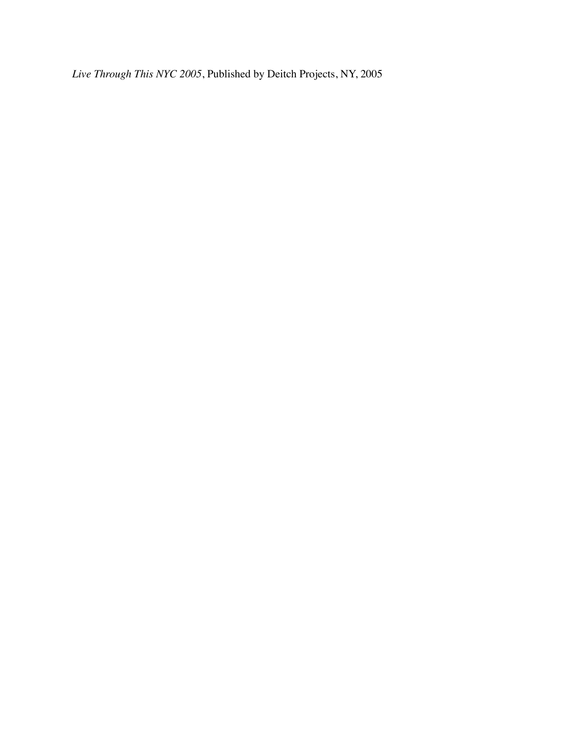*Live Through This NYC 2005*, Published by Deitch Projects, NY, 2005